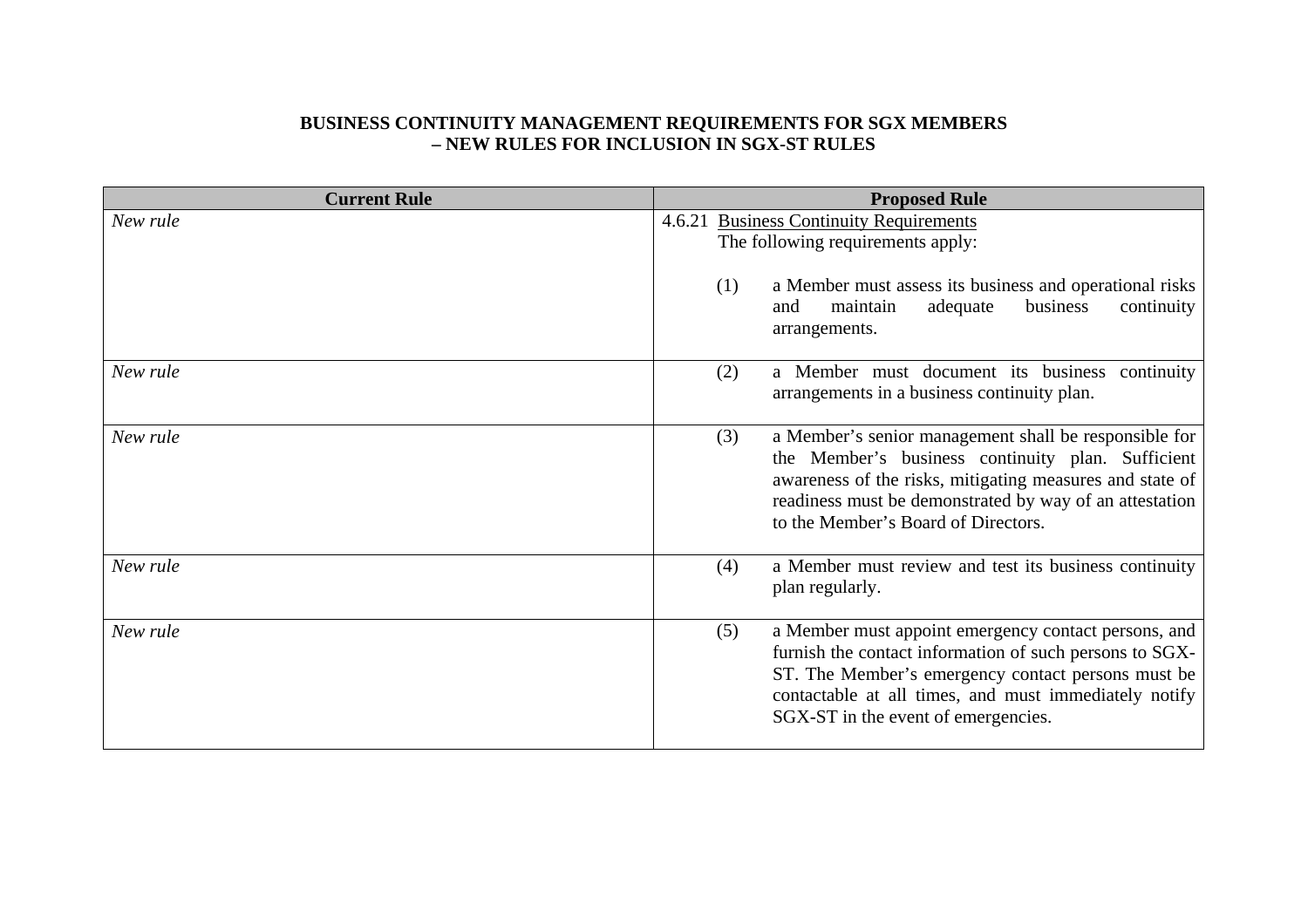# BUSINESS CONTINUITY MANAGEMENT REQUIREMENTS FOR SGX MEMBERS – NEW RULES FOR INCLUSION IN SGX-ST RULES

| Current Rule | Proposed Rule |
| --- | --- |
| *New rule* | 4.6.21 <u>Business Continuity Requirements</u><br>The following requirements apply:<br><br>(1) a Member must assess its business and operational risks and maintain adequate business continuity arrangements. |
| *New rule* | (2) a Member must document its business continuity arrangements in a business continuity plan. |
| *New rule* | (3) a Member's senior management shall be responsible for the Member's business continuity plan. Sufficient awareness of the risks, mitigating measures and state of readiness must be demonstrated by way of an attestation to the Member's Board of Directors. |
| *New rule* | (4) a Member must review and test its business continuity plan regularly. |
| *New rule* | (5) a Member must appoint emergency contact persons, and furnish the contact information of such persons to SGX-ST. The Member's emergency contact persons must be contactable at all times, and must immediately notify SGX-ST in the event of emergencies. |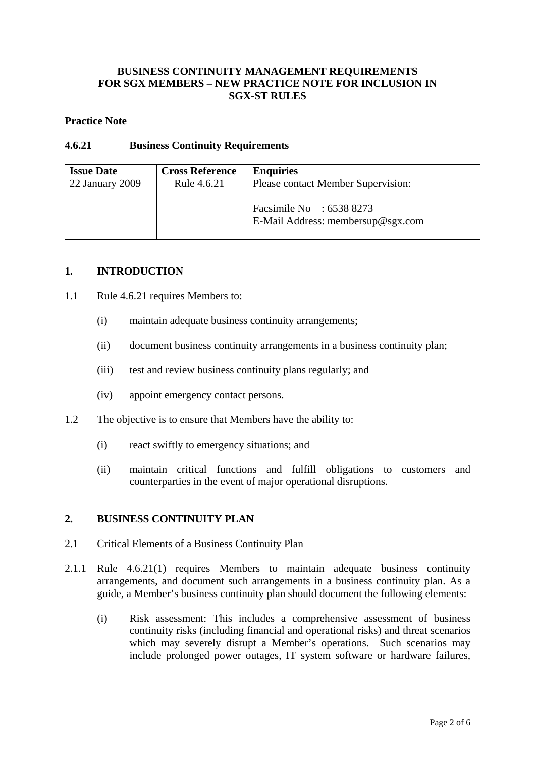**BUSINESS CONTINUITY MANAGEMENT REQUIREMENTS FOR SGX MEMBERS – NEW PRACTICE NOTE FOR INCLUSION IN SGX-ST RULES**

**Practice Note**

**4.6.21 Business Continuity Requirements**

| Issue Date | Cross Reference | Enquiries |
|---|---|---|
| 22 January 2009 | Rule 4.6.21 | Please contact Member Supervision:<br><br>Facsimile No : 6538 8273<br>E-Mail Address: membersup@sgx.com |

## 1. INTRODUCTION

1.1 Rule 4.6.21 requires Members to:

(i) maintain adequate business continuity arrangements;

(ii) document business continuity arrangements in a business continuity plan;

(iii) test and review business continuity plans regularly; and

(iv) appoint emergency contact persons.

1.2 The objective is to ensure that Members have the ability to:

(i) react swiftly to emergency situations; and

(ii) maintain critical functions and fulfill obligations to customers and counterparties in the event of major operational disruptions.

## 2. BUSINESS CONTINUITY PLAN

2.1 Critical Elements of a Business Continuity Plan

2.1.1 Rule 4.6.21(1) requires Members to maintain adequate business continuity arrangements, and document such arrangements in a business continuity plan. As a guide, a Member's business continuity plan should document the following elements:

(i) Risk assessment: This includes a comprehensive assessment of business continuity risks (including financial and operational risks) and threat scenarios which may severely disrupt a Member's operations. Such scenarios may include prolonged power outages, IT system software or hardware failures,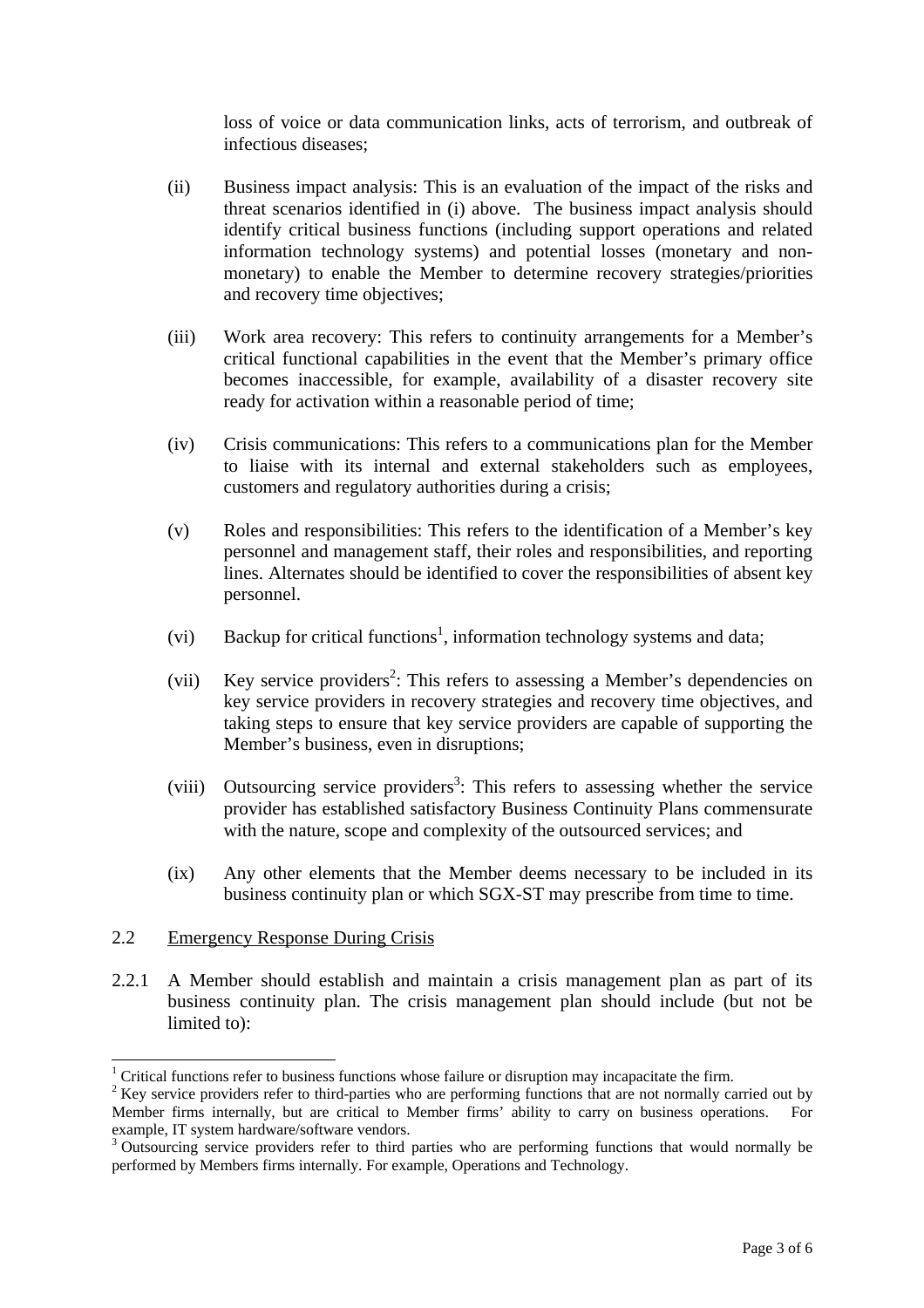loss of voice or data communication links, acts of terrorism, and outbreak of infectious diseases;

(ii) Business impact analysis: This is an evaluation of the impact of the risks and threat scenarios identified in (i) above. The business impact analysis should identify critical business functions (including support operations and related information technology systems) and potential losses (monetary and non-monetary) to enable the Member to determine recovery strategies/priorities and recovery time objectives;

(iii) Work area recovery: This refers to continuity arrangements for a Member's critical functional capabilities in the event that the Member's primary office becomes inaccessible, for example, availability of a disaster recovery site ready for activation within a reasonable period of time;

(iv) Crisis communications: This refers to a communications plan for the Member to liaise with its internal and external stakeholders such as employees, customers and regulatory authorities during a crisis;

(v) Roles and responsibilities: This refers to the identification of a Member's key personnel and management staff, their roles and responsibilities, and reporting lines. Alternates should be identified to cover the responsibilities of absent key personnel.

(vi) Backup for critical functions[1], information technology systems and data;

(vii) Key service providers[2]: This refers to assessing a Member's dependencies on key service providers in recovery strategies and recovery time objectives, and taking steps to ensure that key service providers are capable of supporting the Member's business, even in disruptions;

(viii) Outsourcing service providers[3]: This refers to assessing whether the service provider has established satisfactory Business Continuity Plans commensurate with the nature, scope and complexity of the outsourced services; and

(ix) Any other elements that the Member deems necessary to be included in its business continuity plan or which SGX-ST may prescribe from time to time.

2.2 <u>Emergency Response During Crisis</u>

2.2.1 A Member should establish and maintain a crisis management plan as part of its business continuity plan. The crisis management plan should include (but not be limited to):

---

[1] Critical functions refer to business functions whose failure or disruption may incapacitate the firm.

[2] Key service providers refer to third-parties who are performing functions that are not normally carried out by Member firms internally, but are critical to Member firms' ability to carry on business operations. For example, IT system hardware/software vendors.

[3] Outsourcing service providers refer to third parties who are performing functions that would normally be performed by Members firms internally. For example, Operations and Technology.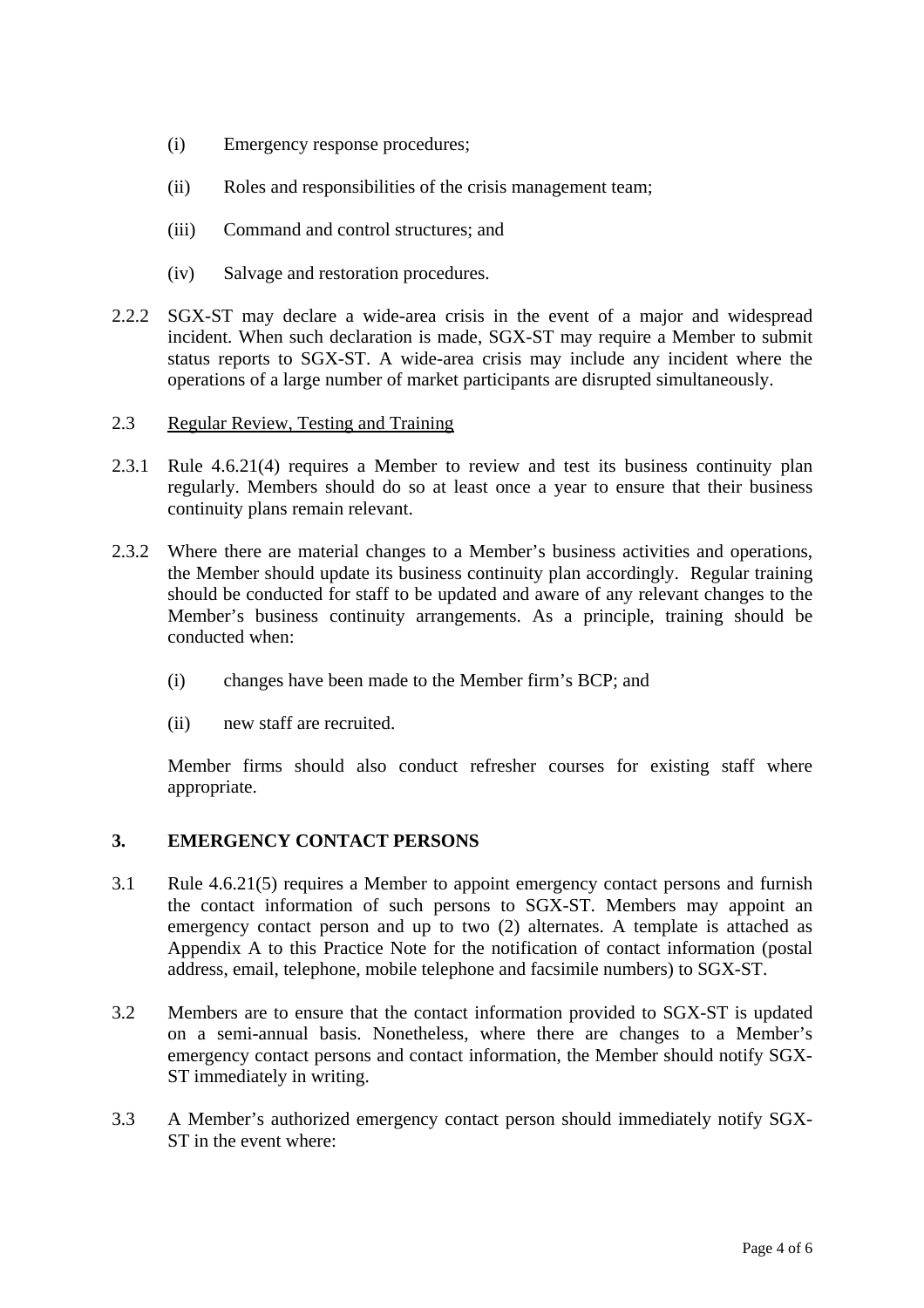(i) Emergency response procedures;

(ii) Roles and responsibilities of the crisis management team;

(iii) Command and control structures; and

(iv) Salvage and restoration procedures.

2.2.2 SGX-ST may declare a wide-area crisis in the event of a major and widespread incident. When such declaration is made, SGX-ST may require a Member to submit status reports to SGX-ST. A wide-area crisis may include any incident where the operations of a large number of market participants are disrupted simultaneously.

2.3 <u>Regular Review, Testing and Training</u>

2.3.1 Rule 4.6.21(4) requires a Member to review and test its business continuity plan regularly. Members should do so at least once a year to ensure that their business continuity plans remain relevant.

2.3.2 Where there are material changes to a Member's business activities and operations, the Member should update its business continuity plan accordingly. Regular training should be conducted for staff to be updated and aware of any relevant changes to the Member's business continuity arrangements. As a principle, training should be conducted when:

(i) changes have been made to the Member firm's BCP; and

(ii) new staff are recruited.

Member firms should also conduct refresher courses for existing staff where appropriate.

## 3. EMERGENCY CONTACT PERSONS

3.1 Rule 4.6.21(5) requires a Member to appoint emergency contact persons and furnish the contact information of such persons to SGX-ST. Members may appoint an emergency contact person and up to two (2) alternates. A template is attached as Appendix A to this Practice Note for the notification of contact information (postal address, email, telephone, mobile telephone and facsimile numbers) to SGX-ST.

3.2 Members are to ensure that the contact information provided to SGX-ST is updated on a semi-annual basis. Nonetheless, where there are changes to a Member's emergency contact persons and contact information, the Member should notify SGX-ST immediately in writing.

3.3 A Member's authorized emergency contact person should immediately notify SGX-ST in the event where: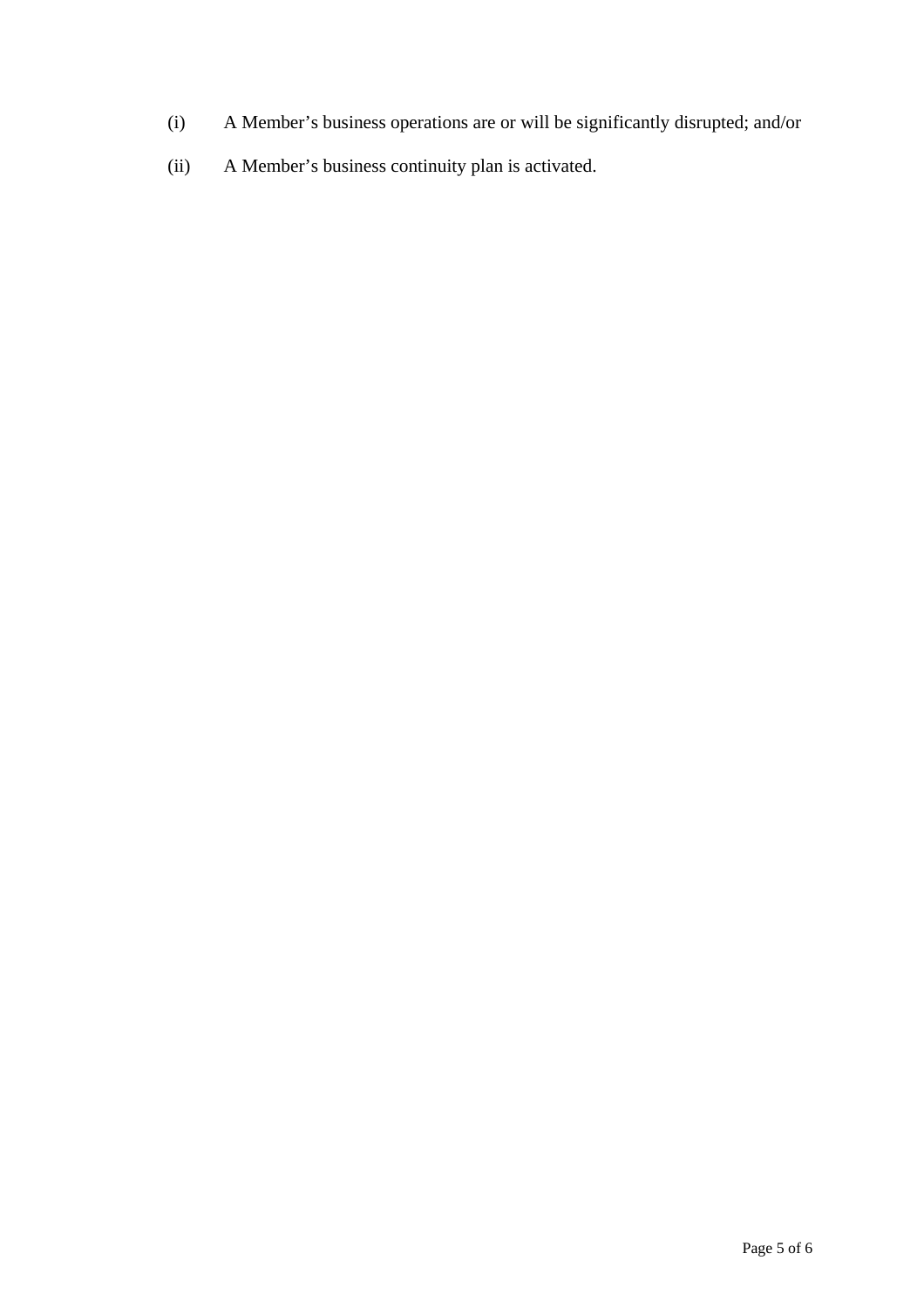(i) A Member’s business operations are or will be significantly disrupted; and/or

(ii) A Member’s business continuity plan is activated.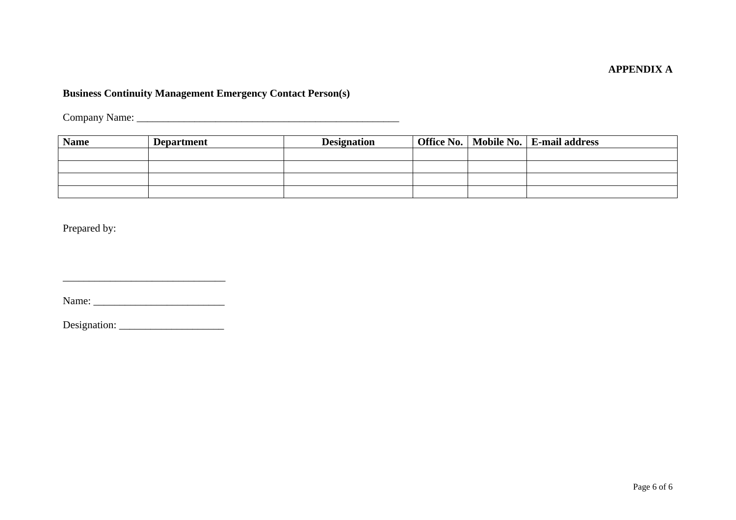**APPENDIX A**

**Business Continuity Management Emergency Contact Person(s)**

Company Name: ___________________________________________________

| **Name** | **Department** | **Designation** | **Office No.** | **Mobile No.** | **E-mail address** |
|---|---|---|---|---|---|
| | | | | | |
| | | | | | |
| | | | | | |
| | | | | | |

Prepared by:

______________________________

Name: ________________________

Designation: ___________________